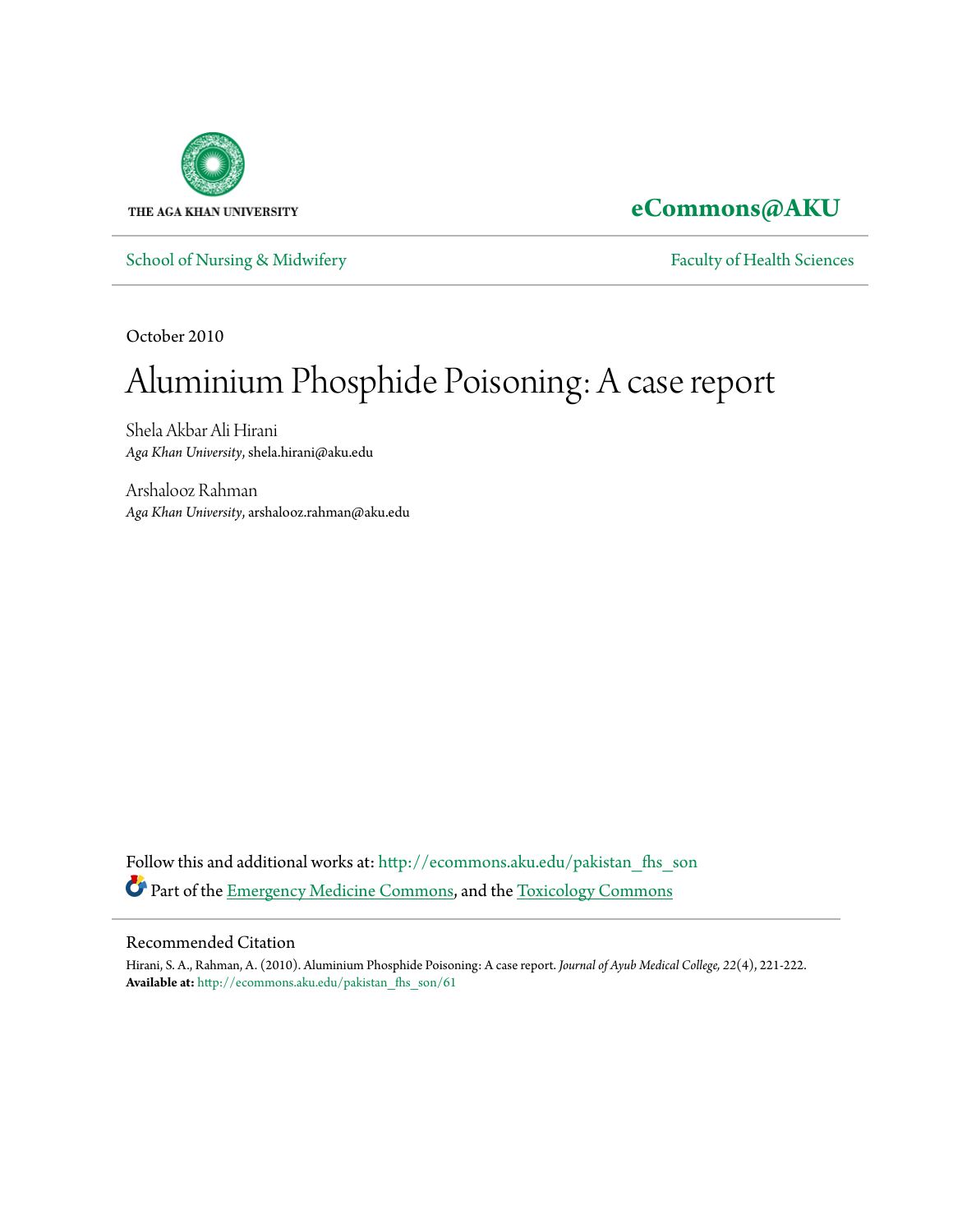THE AGA KHAN UNIVERSITY

**eCommons@AKU**

School of Nursing & Midwifery — Faculty of Health Sciences

October 2010

# Aluminium Phosphide Poisoning: A case report

Shela Akbar Ali Hirani
*Aga Khan University*, shela.hirani@aku.edu

Arshalooz Rahman
*Aga Khan University*, arshalooz.rahman@aku.edu

Follow this and additional works at: http://ecommons.aku.edu/pakistan_fhs_son

Part of the Emergency Medicine Commons, and the Toxicology Commons

## Recommended Citation

Hirani, S. A., Rahman, A. (2010). Aluminium Phosphide Poisoning: A case report. *Journal of Ayub Medical College, 22*(4), 221-222.
**Available at:** http://ecommons.aku.edu/pakistan_fhs_son/61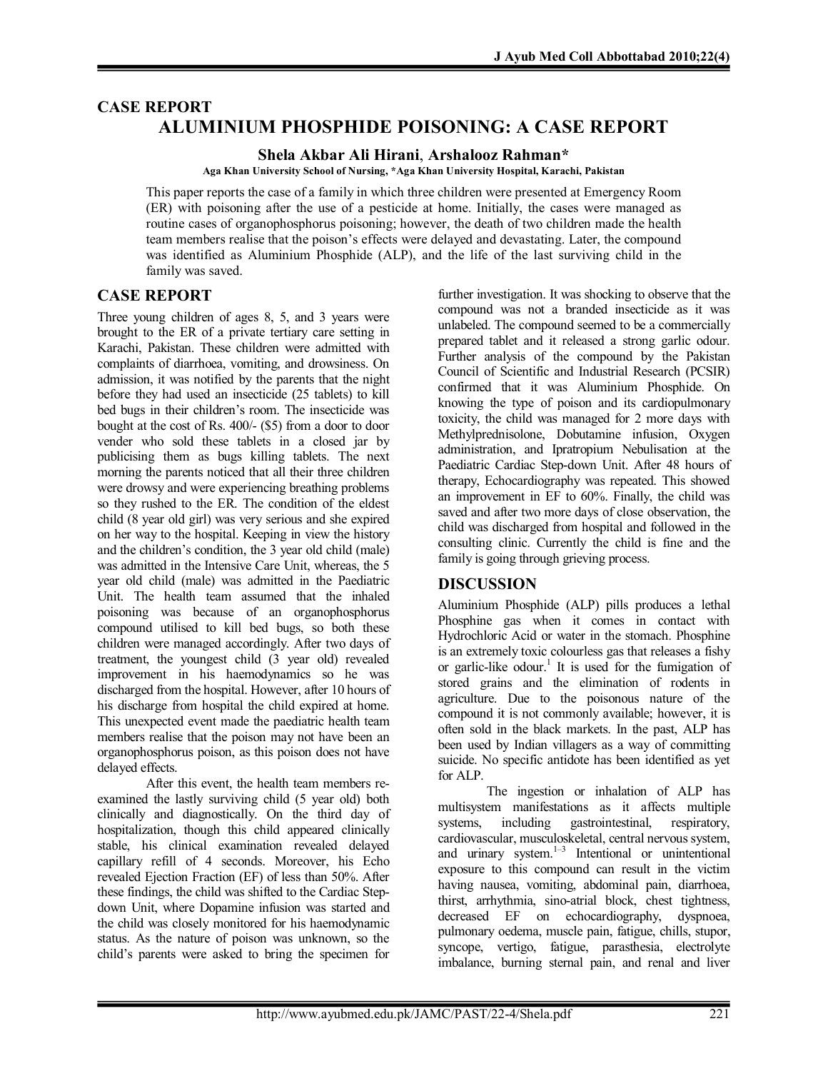## CASE REPORT

# ALUMINIUM PHOSPHIDE POISONING: A CASE REPORT

**Shela Akbar Ali Hirani, Arshalooz Rahman***

**Aga Khan University School of Nursing, *Aga Khan University Hospital, Karachi, Pakistan**

This paper reports the case of a family in which three children were presented at Emergency Room (ER) with poisoning after the use of a pesticide at home. Initially, the cases were managed as routine cases of organophosphorus poisoning; however, the death of two children made the health team members realise that the poison's effects were delayed and devastating. Later, the compound was identified as Aluminium Phosphide (ALP), and the life of the last surviving child in the family was saved.

## CASE REPORT

Three young children of ages 8, 5, and 3 years were brought to the ER of a private tertiary care setting in Karachi, Pakistan. These children were admitted with complaints of diarrhoea, vomiting, and drowsiness. On admission, it was notified by the parents that the night before they had used an insecticide (25 tablets) to kill bed bugs in their children's room. The insecticide was bought at the cost of Rs. 400/- ($5) from a door to door vender who sold these tablets in a closed jar by publicising them as bugs killing tablets. The next morning the parents noticed that all their three children were drowsy and were experiencing breathing problems so they rushed to the ER. The condition of the eldest child (8 year old girl) was very serious and she expired on her way to the hospital. Keeping in view the history and the children's condition, the 3 year old child (male) was admitted in the Intensive Care Unit, whereas, the 5 year old child (male) was admitted in the Paediatric Unit. The health team assumed that the inhaled poisoning was because of an organophosphorus compound utilised to kill bed bugs, so both these children were managed accordingly. After two days of treatment, the youngest child (3 year old) revealed improvement in his haemodynamics so he was discharged from the hospital. However, after 10 hours of his discharge from hospital the child expired at home. This unexpected event made the paediatric health team members realise that the poison may not have been an organophosphorus poison, as this poison does not have delayed effects.

After this event, the health team members re-examined the lastly surviving child (5 year old) both clinically and diagnostically. On the third day of hospitalization, though this child appeared clinically stable, his clinical examination revealed delayed capillary refill of 4 seconds. Moreover, his Echo revealed Ejection Fraction (EF) of less than 50%. After these findings, the child was shifted to the Cardiac Step-down Unit, where Dopamine infusion was started and the child was closely monitored for his haemodynamic status. As the nature of poison was unknown, so the child's parents were asked to bring the specimen for further investigation. It was shocking to observe that the compound was not a branded insecticide as it was unlabeled. The compound seemed to be a commercially prepared tablet and it released a strong garlic odour. Further analysis of the compound by the Pakistan Council of Scientific and Industrial Research (PCSIR) confirmed that it was Aluminium Phosphide. On knowing the type of poison and its cardiopulmonary toxicity, the child was managed for 2 more days with Methylprednisolone, Dobutamine infusion, Oxygen administration, and Ipratropium Nebulisation at the Paediatric Cardiac Step-down Unit. After 48 hours of therapy, Echocardiography was repeated. This showed an improvement in EF to 60%. Finally, the child was saved and after two more days of close observation, the child was discharged from hospital and followed in the consulting clinic. Currently the child is fine and the family is going through grieving process.

## DISCUSSION

Aluminium Phosphide (ALP) pills produces a lethal Phosphine gas when it comes in contact with Hydrochloric Acid or water in the stomach. Phosphine is an extremely toxic colourless gas that releases a fishy or garlic-like odour.[1] It is used for the fumigation of stored grains and the elimination of rodents in agriculture. Due to the poisonous nature of the compound it is not commonly available; however, it is often sold in the black markets. In the past, ALP has been used by Indian villagers as a way of committing suicide. No specific antidote has been identified as yet for ALP.

The ingestion or inhalation of ALP has multisystem manifestations as it affects multiple systems, including gastrointestinal, respiratory, cardiovascular, musculoskeletal, central nervous system, and urinary system.[1–3] Intentional or unintentional exposure to this compound can result in the victim having nausea, vomiting, abdominal pain, diarrhoea, thirst, arrhythmia, sino-atrial block, chest tightness, decreased EF on echocardiography, dyspnoea, pulmonary oedema, muscle pain, fatigue, chills, stupor, syncope, vertigo, fatigue, parasthesia, electrolyte imbalance, burning sternal pain, and renal and liver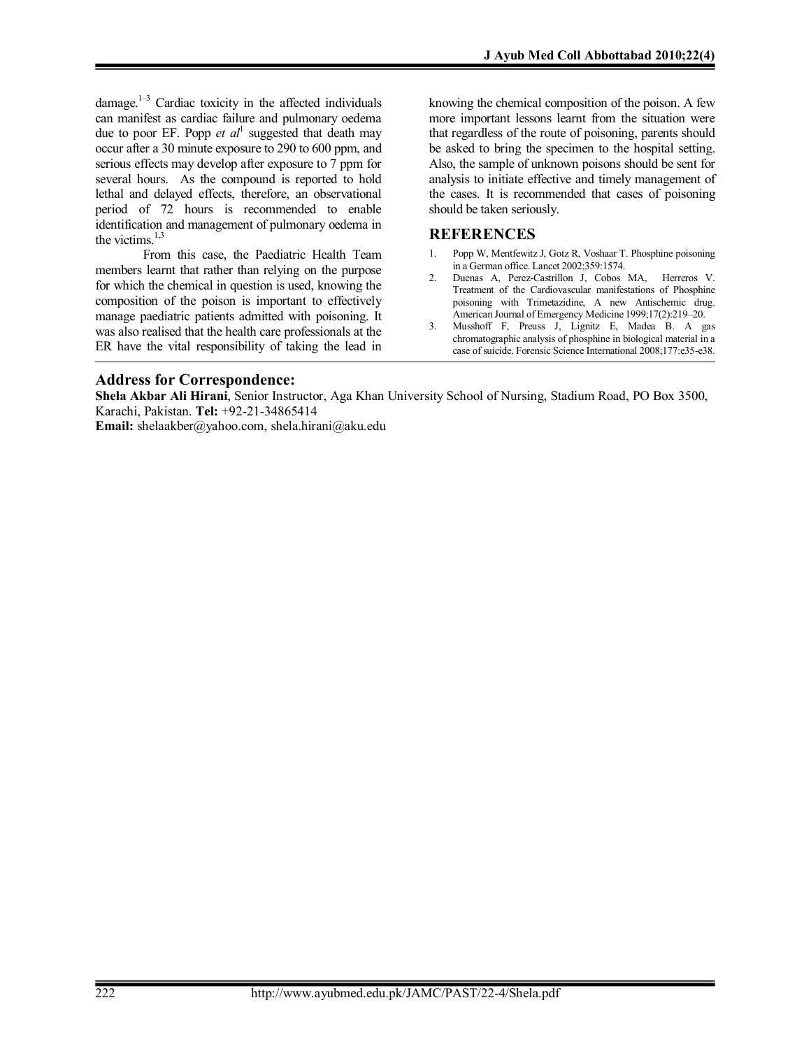damage.[1–3] Cardiac toxicity in the affected individuals can manifest as cardiac failure and pulmonary oedema due to poor EF. Popp *et al*[1] suggested that death may occur after a 30 minute exposure to 290 to 600 ppm, and serious effects may develop after exposure to 7 ppm for several hours. As the compound is reported to hold lethal and delayed effects, therefore, an observational period of 72 hours is recommended to enable identification and management of pulmonary oedema in the victims.[1,3]

From this case, the Paediatric Health Team members learnt that rather than relying on the purpose for which the chemical in question is used, knowing the composition of the poison is important to effectively manage paediatric patients admitted with poisoning. It was also realised that the health care professionals at the ER have the vital responsibility of taking the lead in knowing the chemical composition of the poison. A few more important lessons learnt from the situation were that regardless of the route of poisoning, parents should be asked to bring the specimen to the hospital setting. Also, the sample of unknown poisons should be sent for analysis to initiate effective and timely management of the cases. It is recommended that cases of poisoning should be taken seriously.

## REFERENCES

1. Popp W, Mentfewitz J, Gotz R, Voshaar T. Phosphine poisoning in a German office. Lancet 2002;359:1574.
2. Duenas A, Perez-Castrillon J, Cobos MA, Herreros V. Treatment of the Cardiovascular manifestations of Phosphine poisoning with Trimetazidine, A new Antischemic drug. American Journal of Emergency Medicine 1999;17(2):219–20.
3. Musshoff F, Preuss J, Lignitz E, Madea B. A gas chromatographic analysis of phosphine in biological material in a case of suicide. Forensic Science International 2008;177:e35-e38.

### Address for Correspondence:

**Shela Akbar Ali Hirani**, Senior Instructor, Aga Khan University School of Nursing, Stadium Road, PO Box 3500, Karachi, Pakistan. **Tel:** +92-21-34865414

**Email:** shelaakber@yahoo.com, shela.hirani@aku.edu